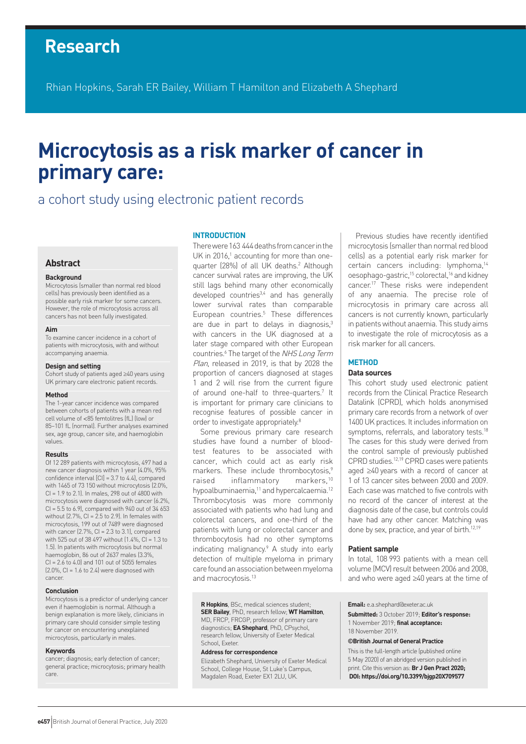# Research

Rhian Hopkins, Sarah ER Bailey, William T Hamilton and Elizabeth A Shephard

# Microcytosis as a risk marker of cancer in primary care:

## a cohort study using electronic patient records

## Abstract

### Background

Microcytosis (smaller than normal red blood cells) has previously been identified as a possible early risk marker for some cancers. However, the role of microcytosis across all cancers has not been fully investigated.

### Aim

To examine cancer incidence in a cohort of patients with microcytosis, with and without accompanying anaemia.

### Design and setting

Cohort study of patients aged ≥40 years using UK primary care electronic patient records.

### Method

The 1-year cancer incidence was compared between cohorts of patients with a mean red cell volume of <85 femtolitres (fL) (low) or 85–101 fL (normal). Further analyses examined sex, age group, cancer site, and haemoglobin values.

### Results

Of 12 289 patients with microcytosis, 497 had a new cancer diagnosis within 1 year (4.0%, 95% confidence interval [CI] = 3.7 to 4.4), compared with 1465 of 73 150 without microcytosis (2.0%, CI = 1.9 to 2.1). In males, 298 out of 4800 with microcytosis were diagnosed with cancer (6.2%, CI = 5.5 to 6.9), compared with 940 out of 34 653 without (2.7%, CI = 2.5 to 2.9). In females with microcytosis, 199 out of 7489 were diagnosed with cancer (2.7%, CI = 2.3 to 3.1), compared with 525 out of 38 497 without (1.4%, CI = 1.3 to 1.5). In patients with microcytosis but normal haemoglobin, 86 out of 2637 males (3.3%, CI = 2.6 to 4.0) and 101 out of 5055 females (2.0%, CI = 1.6 to 2.4) were diagnosed with cancer.

### Conclusion

Microcytosis is a predictor of underlying cancer even if haemoglobin is normal. Although a benign explanation is more likely, clinicians in primary care should consider simple testing for cancer on encountering unexplained microcytosis, particularly in males.

### Keywords

cancer; diagnosis; early detection of cancer; general practice; microcytosis; primary health care.

## INTRODUCTION

There were 163 444 deaths from cancer in the UK in 2016,[1] accounting for more than one-quarter (28%) of all UK deaths.[2] Although cancer survival rates are improving, the UK still lags behind many other economically developed countries[3,4] and has generally lower survival rates than comparable European countries.[5] These differences are due in part to delays in diagnosis,[3] with cancers in the UK diagnosed at a later stage compared with other European countries.[6] The target of the *NHS Long Term Plan*, released in 2019, is that by 2028 the proportion of cancers diagnosed at stages 1 and 2 will rise from the current figure of around one-half to three-quarters.[7] It is important for primary care clinicians to recognise features of possible cancer in order to investigate appropriately.[8]

Some previous primary care research studies have found a number of blood-test features to be associated with cancer, which could act as early risk markers. These include thrombocytosis,[9] raised inflammatory markers,[10] hypoalbuminaemia,[11] and hypercalcaemia.[12] Thrombocytosis was more commonly associated with patients who had lung and colorectal cancers, and one-third of the patients with lung or colorectal cancer and thrombocytosis had no other symptoms indicating malignancy.[9] A study into early detection of multiple myeloma in primary care found an association between myeloma and macrocytosis.[13]

Previous studies have recently identified microcytosis (smaller than normal red blood cells) as a potential early risk marker for certain cancers including: lymphoma,[14] oesophago-gastric,[15] colorectal,[16] and kidney cancer.[17] These risks were independent of any anaemia. The precise role of microcytosis in primary care across all cancers is not currently known, particularly in patients without anaemia. This study aims to investigate the role of microcytosis as a risk marker for all cancers.

## METHOD

### Data sources

This cohort study used electronic patient records from the Clinical Practice Research Datalink (CPRD), which holds anonymised primary care records from a network of over 1400 UK practices. It includes information on symptoms, referrals, and laboratory tests.[18] The cases for this study were derived from the control sample of previously published CPRD studies.[12,19] CPRD cases were patients aged ≥40 years with a record of cancer at 1 of 13 cancer sites between 2000 and 2009. Each case was matched to five controls with no record of the cancer of interest at the diagnosis date of the case, but controls could have had any other cancer. Matching was done by sex, practice, and year of birth.[12,19]

### Patient sample

In total, 108 993 patients with a mean cell volume (MCV) result between 2006 and 2008, and who were aged ≥40 years at the time of

**R Hopkins**, BSc, medical sciences student; **SER Bailey**, PhD, research fellow; **WT Hamilton**, MD, FRCP, FRCGP, professor of primary care diagnostics; **EA Shephard**, PhD, CPsychol, research fellow, University of Exeter Medical School, Exeter.

**Address for correspondence**

Elizabeth Shephard, University of Exeter Medical School, College House, St Luke's Campus, Magdalen Road, Exeter EX1 2LU, UK.

**Email:** e.a.shephard@exeter.ac.uk

**Submitted:** 3 October 2019; **Editor's response:** 1 November 2019; **final acceptance:** 18 November 2019.

**©British Journal of General Practice**

This is the full-length article (published online 5 May 2020) of an abridged version published in print. Cite this version as: **Br J Gen Pract 2020; DOI: https://doi.org/10.3399/bjgp20X709577**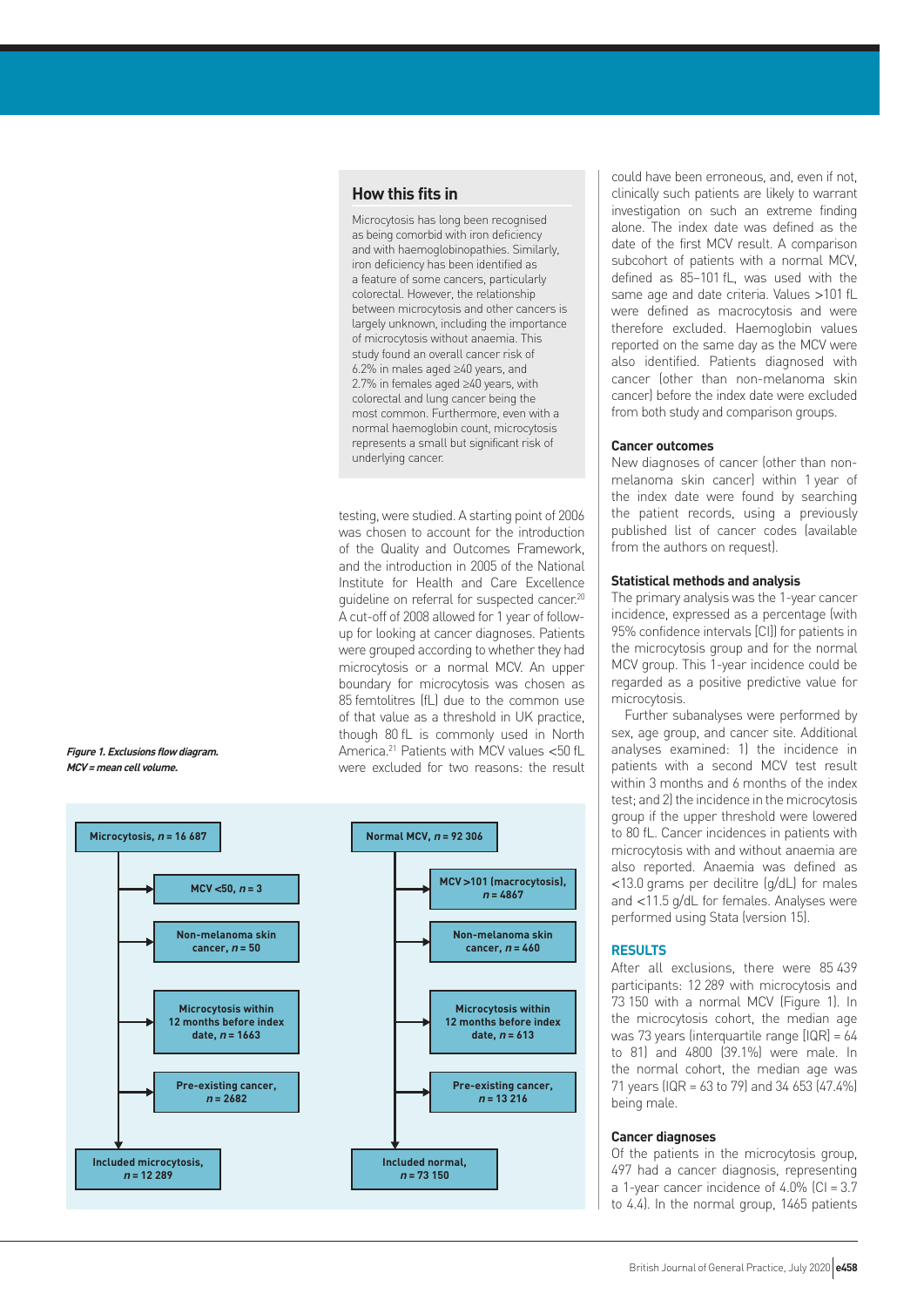## How this fits in

Microcytosis has long been recognised as being comorbid with iron deficiency and with haemoglobinopathies. Similarly, iron deficiency has been identified as a feature of some cancers, particularly colorectal. However, the relationship between microcytosis and other cancers is largely unknown, including the importance of microcytosis without anaemia. This study found an overall cancer risk of 6.2% in males aged ≥40 years, and 2.7% in females aged ≥40 years, with colorectal and lung cancer being the most common. Furthermore, even with a normal haemoglobin count, microcytosis represents a small but significant risk of underlying cancer.

testing, were studied. A starting point of 2006 was chosen to account for the introduction of the Quality and Outcomes Framework, and the introduction in 2005 of the National Institute for Health and Care Excellence guideline on referral for suspected cancer.[20] A cut-off of 2008 allowed for 1 year of follow-up for looking at cancer diagnoses. Patients were grouped according to whether they had microcytosis or a normal MCV. An upper boundary for microcytosis was chosen as 85 femtolitres (fL) due to the common use of that value as a threshold in UK practice, though 80 fL is commonly used in North America.[21] Patients with MCV values <50 fL were excluded for two reasons: the result could have been erroneous, and, even if not, clinically such patients are likely to warrant investigation on such an extreme finding alone. The index date was defined as the date of the first MCV result. A comparison subcohort of patients with a normal MCV, defined as 85–101 fL, was used with the same age and date criteria. Values >101 fL were defined as macrocytosis and were therefore excluded. Haemoglobin values reported on the same day as the MCV were also identified. Patients diagnosed with cancer (other than non-melanoma skin cancer) before the index date were excluded from both study and comparison groups.

**Figure 1. Exclusions flow diagram. MCV = mean cell volume.**

| Microcytosis group | Normal MCV group |
|---|---|
| Microcytosis, *n* = 16 687 | Normal MCV, *n* = 92 306 |
| Excluded: MCV <50, *n* = 3 | Excluded: MCV >101 (macrocytosis), *n* = 4867 |
| Excluded: Non-melanoma skin cancer, *n* = 50 | Excluded: Non-melanoma skin cancer, *n* = 460 |
| Excluded: Microcytosis within 12 months before index date, *n* = 1663 | Excluded: Microcytosis within 12 months before index date, *n* = 613 |
| Excluded: Pre-existing cancer, *n* = 2682 | Excluded: Pre-existing cancer, *n* = 13 216 |
| Included microcytosis, *n* = 12 289 | Included normal, *n* = 73 150 |

### Cancer outcomes

New diagnoses of cancer (other than non-melanoma skin cancer) within 1 year of the index date were found by searching the patient records, using a previously published list of cancer codes (available from the authors on request).

### Statistical methods and analysis

The primary analysis was the 1-year cancer incidence, expressed as a percentage (with 95% confidence intervals [CI]) for patients in the microcytosis group and for the normal MCV group. This 1-year incidence could be regarded as a positive predictive value for microcytosis.

Further subanalyses were performed by sex, age group, and cancer site. Additional analyses examined: 1) the incidence in patients with a second MCV test result within 3 months and 6 months of the index test; and 2) the incidence in the microcytosis group if the upper threshold were lowered to 80 fL. Cancer incidences in patients with microcytosis with and without anaemia are also reported. Anaemia was defined as <13.0 grams per decilitre (g/dL) for males and <11.5 g/dL for females. Analyses were performed using Stata (version 15).

## RESULTS

After all exclusions, there were 85 439 participants: 12 289 with microcytosis and 73 150 with a normal MCV (Figure 1). In the microcytosis cohort, the median age was 73 years (interquartile range [IQR] = 64 to 81) and 4800 (39.1%) were male. In the normal cohort, the median age was 71 years (IQR = 63 to 79) and 34 653 (47.4%) being male.

### Cancer diagnoses

Of the patients in the microcytosis group, 497 had a cancer diagnosis, representing a 1-year cancer incidence of 4.0% (CI = 3.7 to 4.4). In the normal group, 1465 patients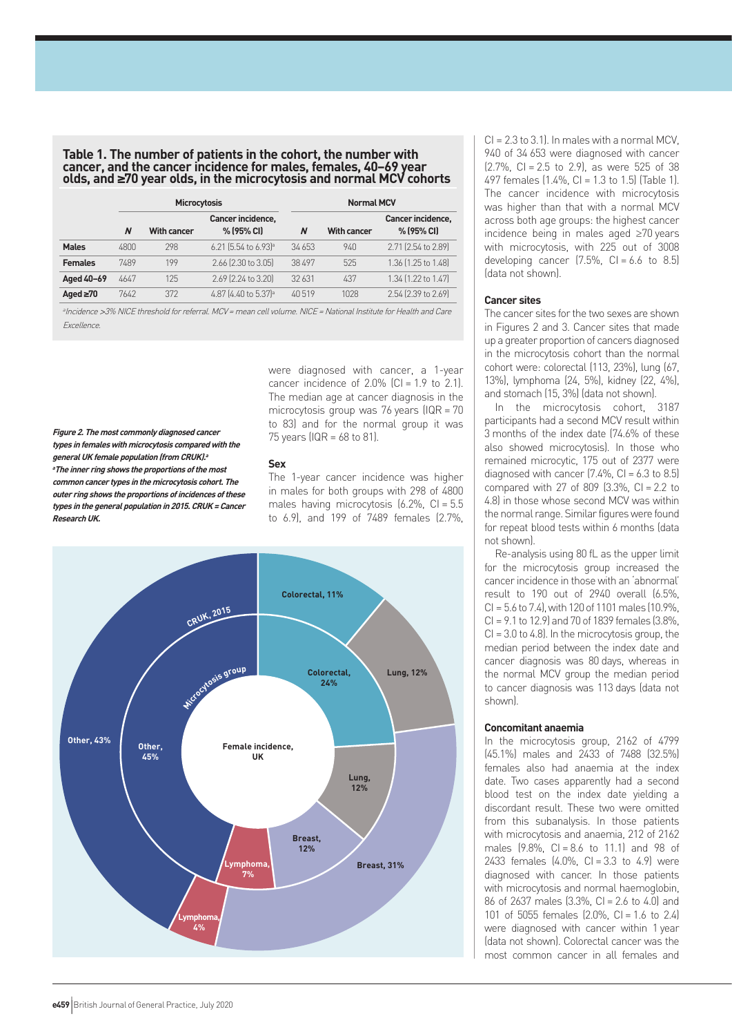**Table 1. The number of patients in the cohort, the number with cancer, and the cancer incidence for males, females, 40–69 year olds, and ≥70 year olds, in the microcytosis and normal MCV cohorts**

| | Microcytosis | | | Normal MCV | | |
|---|---|---|---|---|---|---|
| | ***N*** | **With cancer** | **Cancer incidence, % (95% CI)** | ***N*** | **With cancer** | **Cancer incidence, % (95% CI)** |
| **Males** | 4800 | 298 | 6.21 (5.54 to 6.93)[a] | 34 653 | 940 | 2.71 (2.54 to 2.89) |
| **Females** | 7489 | 199 | 2.66 (2.30 to 3.05) | 38 497 | 525 | 1.36 (1.25 to 1.48) |
| **Aged 40–69** | 4647 | 125 | 2.69 (2.24 to 3.20) | 32 631 | 437 | 1.34 (1.22 to 1.47) |
| **Aged ≥70** | 7642 | 372 | 4.87 (4.40 to 5.37)[a] | 40 519 | 1028 | 2.54 (2.39 to 2.69) |

[a]Incidence >3% NICE threshold for referral. MCV = mean cell volume. NICE = National Institute for Health and Care Excellence.

were diagnosed with cancer, a 1-year cancer incidence of 2.0% (CI = 1.9 to 2.1). The median age at cancer diagnosis in the microcytosis group was 76 years (IQR = 70 to 83) and for the normal group it was 75 years (IQR = 68 to 81).

### Sex

The 1-year cancer incidence was higher in males for both groups with 298 of 4800 males having microcytosis (6.2%, CI = 5.5 to 6.9), and 199 of 7489 females (2.7%, CI = 2.3 to 3.1). In males with a normal MCV, 940 of 34 653 were diagnosed with cancer (2.7%, CI = 2.5 to 2.9), as were 525 of 38 497 females (1.4%, CI = 1.3 to 1.5) (Table 1). The cancer incidence with microcytosis was higher than that with a normal MCV across both age groups: the highest cancer incidence being in males aged ≥70 years with microcytosis, with 225 out of 3008 developing cancer (7.5%, CI = 6.6 to 8.5) (data not shown).

*Figure 2. The most commonly diagnosed cancer types in females with microcytosis compared with the general UK female population (from CRUK).[a]* *[a]The inner ring shows the proportions of the most common cancer types in the microcytosis cohort. The outer ring shows the proportions of incidences of these types in the general population in 2015. CRUK = Cancer Research UK.*

### Cancer sites

The cancer sites for the two sexes are shown in Figures 2 and 3. Cancer sites that made up a greater proportion of cancers diagnosed in the microcytosis cohort than the normal cohort were: colorectal (113, 23%), lung (67, 13%), lymphoma (24, 5%), kidney (22, 4%), and stomach (15, 3%) (data not shown).

In the microcytosis cohort, 3187 participants had a second MCV result within 3 months of the index date (74.6% of these also showed microcytosis). In those who remained microcytic, 175 out of 2377 were diagnosed with cancer (7.4%, CI = 6.3 to 8.5) compared with 27 of 809 (3.3%, CI = 2.2 to 4.8) in those whose second MCV was within the normal range. Similar figures were found for repeat blood tests within 6 months (data not shown).

Re-analysis using 80 fL as the upper limit for the microcytosis group increased the cancer incidence in those with an 'abnormal' result to 190 out of 2940 overall (6.5%, CI = 5.6 to 7.4), with 120 of 1101 males (10.9%, CI = 9.1 to 12.9) and 70 of 1839 females (3.8%, CI = 3.0 to 4.8). In the microcytosis group, the median period between the index date and cancer diagnosis was 80 days, whereas in the normal MCV group the median period to cancer diagnosis was 113 days (data not shown).

### Concomitant anaemia

In the microcytosis group, 2162 of 4799 (45.1%) males and 2433 of 7488 (32.5%) females also had anaemia at the index date. Two cases apparently had a second blood test on the index date yielding a discordant result. These two were omitted from this subanalysis. In those patients with microcytosis and anaemia, 212 of 2162 males (9.8%, CI = 8.6 to 11.1) and 98 of 2433 females (4.0%, CI = 3.3 to 4.9) were diagnosed with cancer. In those patients with microcytosis and normal haemoglobin, 86 of 2637 males (3.3%, CI = 2.6 to 4.0) and 101 of 5055 females (2.0%, CI = 1.6 to 2.4) were diagnosed with cancer within 1 year (data not shown). Colorectal cancer was the most common cancer in all females and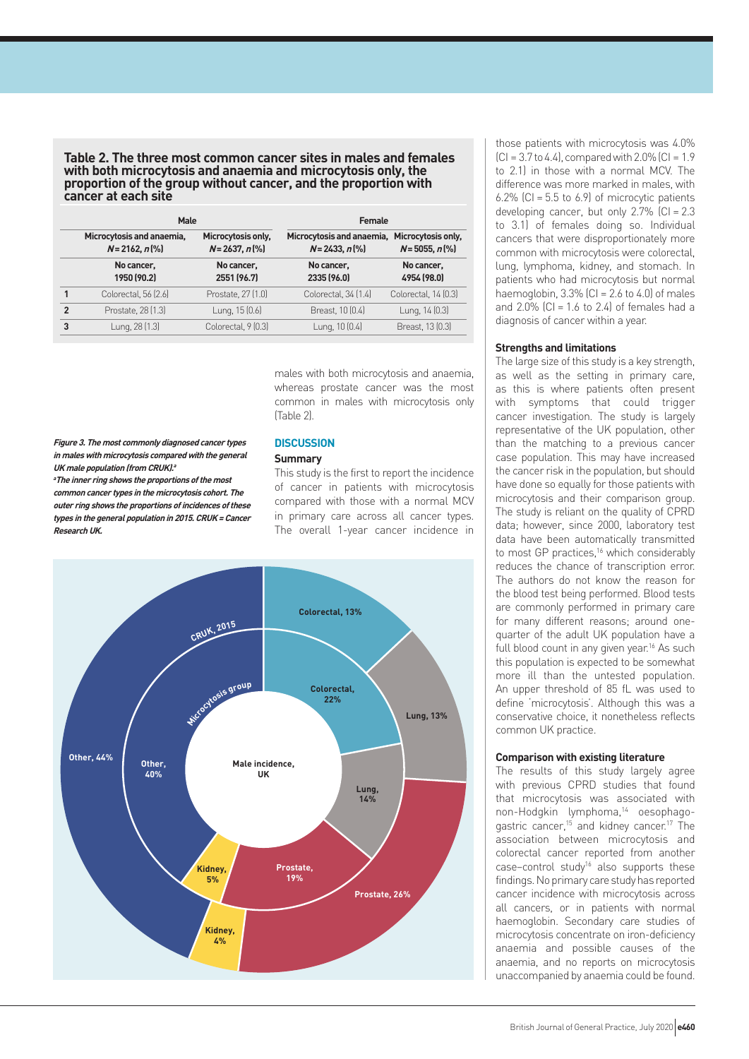**Table 2. The three most common cancer sites in males and females with both microcytosis and anaemia and microcytosis only, the proportion of the group without cancer, and the proportion with cancer at each site**

| | Male | | Female | |
|---|---|---|---|---|
| | Microcytosis and anaemia, *N* = 2162, *n* (%) | Microcytosis only, *N* = 2637, *n* (%) | Microcytosis and anaemia, *N* = 2433, *n* (%) | Microcytosis only, *N* = 5055, *n* (%) |
| | No cancer, 1950 (90.2) | No cancer, 2551 (96.7) | No cancer, 2335 (96.0) | No cancer, 4954 (98.0) |
| 1 | Colorectal, 56 (2.6) | Prostate, 27 (1.0) | Colorectal, 34 (1.4) | Colorectal, 14 (0.3) |
| 2 | Prostate, 28 (1.3) | Lung, 15 (0.6) | Breast, 10 (0.4) | Lung, 14 (0.3) |
| 3 | Lung, 28 (1.3) | Colorectal, 9 (0.3) | Lung, 10 (0.4) | Breast, 13 (0.3) |

males with both microcytosis and anaemia, whereas prostate cancer was the most common in males with microcytosis only (Table 2).

***Figure 3. The most commonly diagnosed cancer types in males with microcytosis compared with the general UK male population (from CRUK).[a]***
***[a]The inner ring shows the proportions of the most common cancer types in the microcytosis cohort. The outer ring shows the proportions of incidences of these types in the general population in 2015. CRUK = Cancer Research UK.***

## DISCUSSION

### Summary

This study is the first to report the incidence of cancer in patients with microcytosis compared with those with a normal MCV in primary care across all cancer types. The overall 1-year cancer incidence in those patients with microcytosis was 4.0% (CI = 3.7 to 4.4), compared with 2.0% (CI = 1.9 to 2.1) in those with a normal MCV. The difference was more marked in males, with 6.2% (CI = 5.5 to 6.9) of microcytic patients developing cancer, but only 2.7% (CI = 2.3 to 3.1) of females doing so. Individual cancers that were disproportionately more common with microcytosis were colorectal, lung, lymphoma, kidney, and stomach. In patients who had microcytosis but normal haemoglobin, 3.3% (CI = 2.6 to 4.0) of males and 2.0% (CI = 1.6 to 2.4) of females had a diagnosis of cancer within a year.

### Strengths and limitations

The large size of this study is a key strength, as well as the setting in primary care, as this is where patients often present with symptoms that could trigger cancer investigation. The study is largely representative of the UK population, other than the matching to a previous cancer case population. This may have increased the cancer risk in the population, but should have done so equally for those patients with microcytosis and their comparison group. The study is reliant on the quality of CPRD data; however, since 2000, laboratory test data have been automatically transmitted to most GP practices,[16] which considerably reduces the chance of transcription error. The authors do not know the reason for the blood test being performed. Blood tests are commonly performed in primary care for many different reasons; around one-quarter of the adult UK population have a full blood count in any given year.[16] As such this population is expected to be somewhat more ill than the untested population. An upper threshold of 85 fL was used to define 'microcytosis'. Although this was a conservative choice, it nonetheless reflects common UK practice.

### Comparison with existing literature

The results of this study largely agree with previous CPRD studies that found that microcytosis was associated with non-Hodgkin lymphoma,[14] oesophago-gastric cancer,[15] and kidney cancer.[17] The association between microcytosis and colorectal cancer reported from another case–control study[16] also supports these findings. No primary care study has reported cancer incidence with microcytosis across all cancers, or in patients with normal haemoglobin. Secondary care studies of microcytosis concentrate on iron-deficiency anaemia and possible causes of the anaemia, and no reports on microcytosis unaccompanied by anaemia could be found.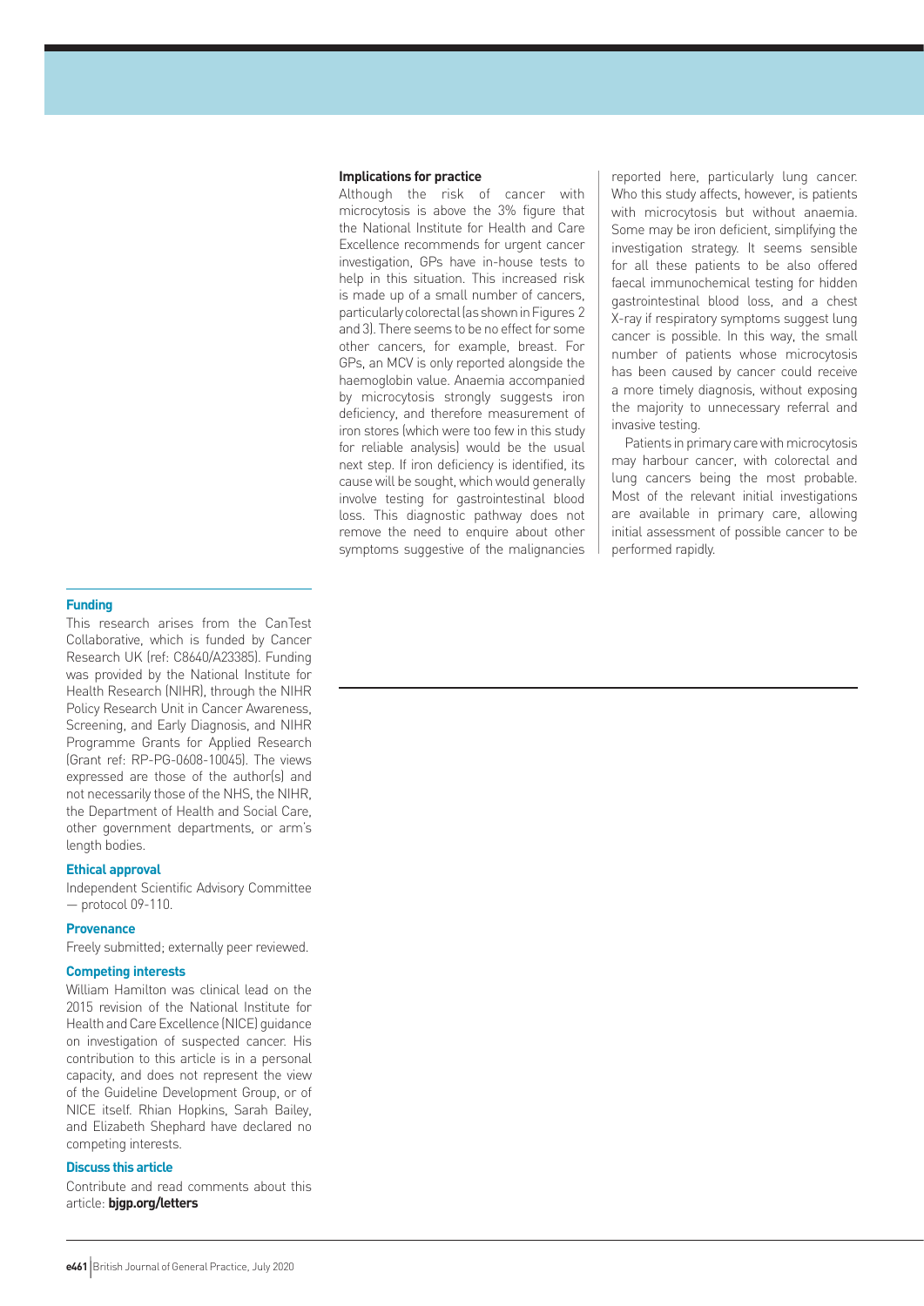### Implications for practice

Although the risk of cancer with microcytosis is above the 3% figure that the National Institute for Health and Care Excellence recommends for urgent cancer investigation, GPs have in-house tests to help in this situation. This increased risk is made up of a small number of cancers, particularly colorectal (as shown in Figures 2 and 3). There seems to be no effect for some other cancers, for example, breast. For GPs, an MCV is only reported alongside the haemoglobin value. Anaemia accompanied by microcytosis strongly suggests iron deficiency, and therefore measurement of iron stores (which were too few in this study for reliable analysis) would be the usual next step. If iron deficiency is identified, its cause will be sought, which would generally involve testing for gastrointestinal blood loss. This diagnostic pathway does not remove the need to enquire about other symptoms suggestive of the malignancies reported here, particularly lung cancer. Who this study affects, however, is patients with microcytosis but without anaemia. Some may be iron deficient, simplifying the investigation strategy. It seems sensible for all these patients to be also offered faecal immunochemical testing for hidden gastrointestinal blood loss, and a chest X-ray if respiratory symptoms suggest lung cancer is possible. In this way, the small number of patients whose microcytosis has been caused by cancer could receive a more timely diagnosis, without exposing the majority to unnecessary referral and invasive testing.

Patients in primary care with microcytosis may harbour cancer, with colorectal and lung cancers being the most probable. Most of the relevant initial investigations are available in primary care, allowing initial assessment of possible cancer to be performed rapidly.

#### Funding

This research arises from the CanTest Collaborative, which is funded by Cancer Research UK (ref: C8640/A23385). Funding was provided by the National Institute for Health Research (NIHR), through the NIHR Policy Research Unit in Cancer Awareness, Screening, and Early Diagnosis, and NIHR Programme Grants for Applied Research (Grant ref: RP-PG-0608-10045). The views expressed are those of the author(s) and not necessarily those of the NHS, the NIHR, the Department of Health and Social Care, other government departments, or arm's length bodies.

#### Ethical approval

Independent Scientific Advisory Committee — protocol 09-110.

#### Provenance

Freely submitted; externally peer reviewed.

#### Competing interests

William Hamilton was clinical lead on the 2015 revision of the National Institute for Health and Care Excellence (NICE) guidance on investigation of suspected cancer. His contribution to this article is in a personal capacity, and does not represent the view of the Guideline Development Group, or of NICE itself. Rhian Hopkins, Sarah Bailey, and Elizabeth Shephard have declared no competing interests.

#### Discuss this article

Contribute and read comments about this article: **bjgp.org/letters**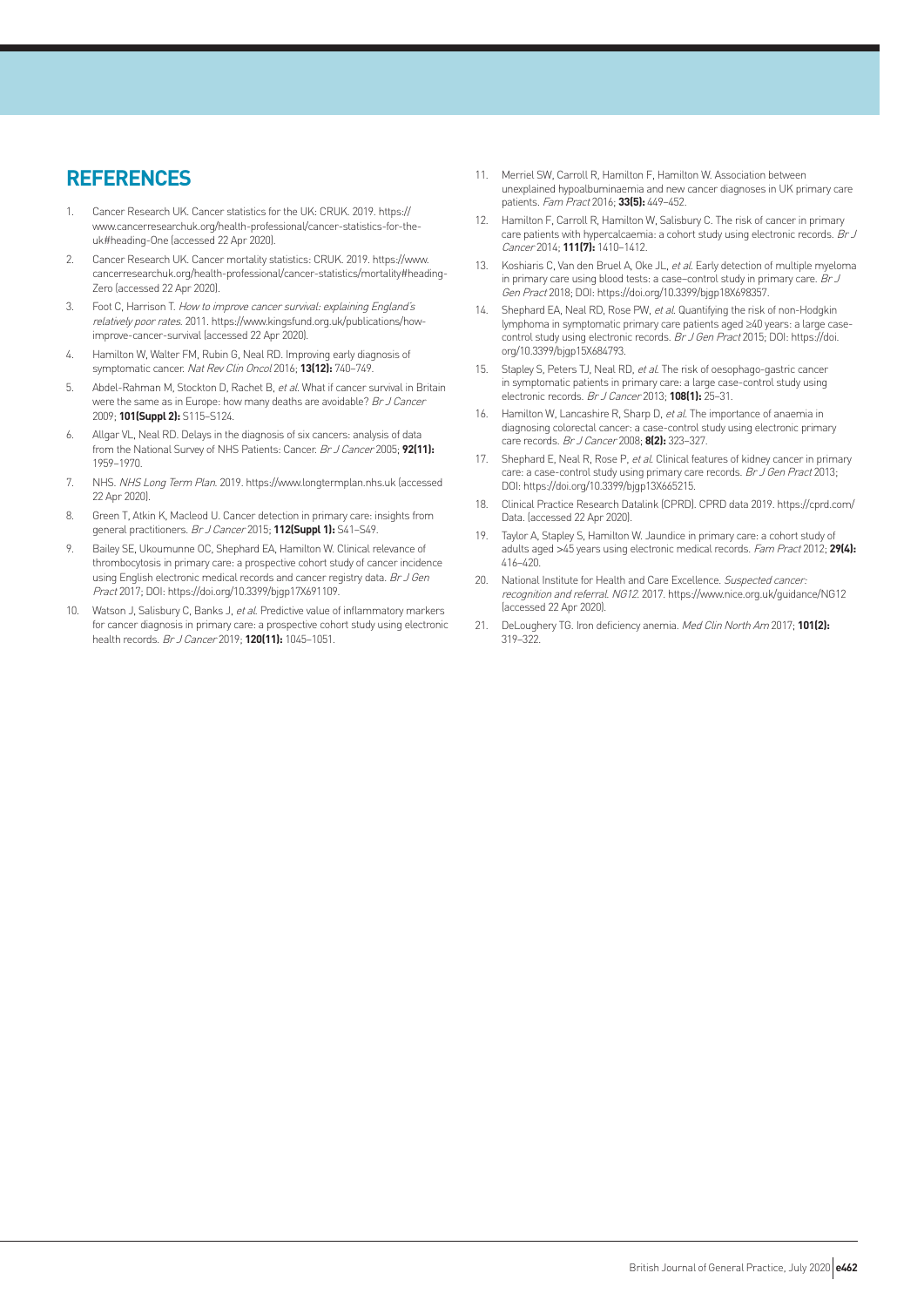## REFERENCES

1. Cancer Research UK. Cancer statistics for the UK: CRUK. 2019. https://www.cancerresearchuk.org/health-professional/cancer-statistics-for-the-uk#heading-One (accessed 22 Apr 2020).
2. Cancer Research UK. Cancer mortality statistics: CRUK. 2019. https://www.cancerresearchuk.org/health-professional/cancer-statistics/mortality#heading-Zero (accessed 22 Apr 2020).
3. Foot C, Harrison T. *How to improve cancer survival: explaining England's relatively poor rates*. 2011. https://www.kingsfund.org.uk/publications/how-improve-cancer-survival (accessed 22 Apr 2020).
4. Hamilton W, Walter FM, Rubin G, Neal RD. Improving early diagnosis of symptomatic cancer. *Nat Rev Clin Oncol* 2016; **13(12):** 740–749.
5. Abdel-Rahman M, Stockton D, Rachet B, *et al*. What if cancer survival in Britain were the same as in Europe: how many deaths are avoidable? *Br J Cancer* 2009; **101(Suppl 2):** S115–S124.
6. Allgar VL, Neal RD. Delays in the diagnosis of six cancers: analysis of data from the National Survey of NHS Patients: Cancer. *Br J Cancer* 2005; **92(11):** 1959–1970.
7. NHS. *NHS Long Term Plan*. 2019. https://www.longtermplan.nhs.uk (accessed 22 Apr 2020).
8. Green T, Atkin K, Macleod U. Cancer detection in primary care: insights from general practitioners. *Br J Cancer* 2015; **112(Suppl 1):** S41–S49.
9. Bailey SE, Ukoumunne OC, Shephard EA, Hamilton W. Clinical relevance of thrombocytosis in primary care: a prospective cohort study of cancer incidence using English electronic medical records and cancer registry data. *Br J Gen Pract* 2017; DOI: https://doi.org/10.3399/bjgp17X691109.
10. Watson J, Salisbury C, Banks J, *et al*. Predictive value of inflammatory markers for cancer diagnosis in primary care: a prospective cohort study using electronic health records. *Br J Cancer* 2019; **120(11):** 1045–1051.
11. Merriel SW, Carroll R, Hamilton F, Hamilton W. Association between unexplained hypoalbuminaemia and new cancer diagnoses in UK primary care patients. *Fam Pract* 2016; **33(5):** 449–452.
12. Hamilton F, Carroll R, Hamilton W, Salisbury C. The risk of cancer in primary care patients with hypercalcaemia: a cohort study using electronic records. *Br J Cancer* 2014; **111(7):** 1410–1412.
13. Koshiaris C, Van den Bruel A, Oke JL, *et al*. Early detection of multiple myeloma in primary care using blood tests: a case–control study in primary care. *Br J Gen Pract* 2018; DOI: https://doi.org/10.3399/bjgp18X698357.
14. Shephard EA, Neal RD, Rose PW, *et al*. Quantifying the risk of non-Hodgkin lymphoma in symptomatic primary care patients aged ≥40 years: a large case-control study using electronic records. *Br J Gen Pract* 2015; DOI: https://doi.org/10.3399/bjgp15X684793.
15. Stapley S, Peters TJ, Neal RD, *et al*. The risk of oesophago-gastric cancer in symptomatic patients in primary care: a large case-control study using electronic records. *Br J Cancer* 2013; **108(1):** 25–31.
16. Hamilton W, Lancashire R, Sharp D, *et al*. The importance of anaemia in diagnosing colorectal cancer: a case-control study using electronic primary care records. *Br J Cancer* 2008; **8(2):** 323–327.
17. Shephard E, Neal R, Rose P, *et al*. Clinical features of kidney cancer in primary care: a case-control study using primary care records. *Br J Gen Pract* 2013; DOI: https://doi.org/10.3399/bjgp13X665215.
18. Clinical Practice Research Datalink (CPRD). CPRD data 2019. https://cprd.com/Data. (accessed 22 Apr 2020).
19. Taylor A, Stapley S, Hamilton W. Jaundice in primary care: a cohort study of adults aged >45 years using electronic medical records. *Fam Pract* 2012; **29(4):** 416–420.
20. National Institute for Health and Care Excellence. *Suspected cancer: recognition and referral. NG12*. 2017. https://www.nice.org.uk/guidance/NG12 (accessed 22 Apr 2020).
21. DeLoughery TG. Iron deficiency anemia. *Med Clin North Am* 2017; **101(2):** 319–322.